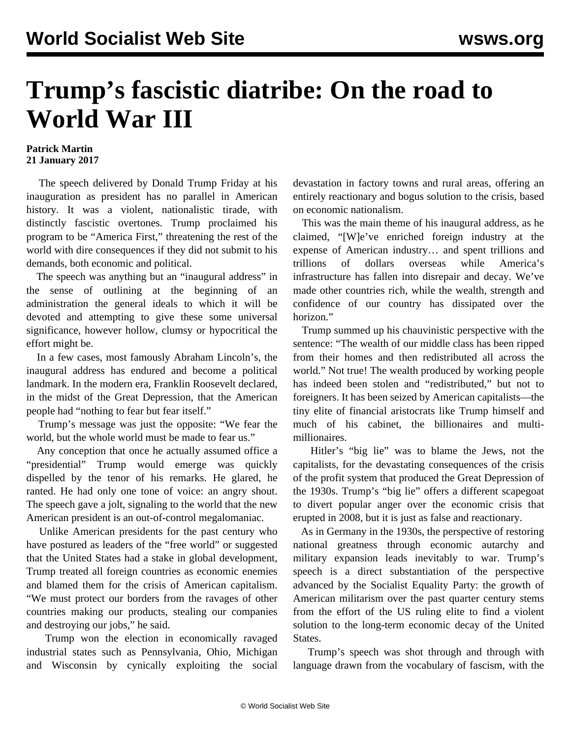# Trump's fascistic diatribe: On the road to World War III

**Patrick Martin**
**21 January 2017**

The speech delivered by Donald Trump Friday at his inauguration as president has no parallel in American history. It was a violent, nationalistic tirade, with distinctly fascistic overtones. Trump proclaimed his program to be "America First," threatening the rest of the world with dire consequences if they did not submit to his demands, both economic and political.

The speech was anything but an "inaugural address" in the sense of outlining at the beginning of an administration the general ideals to which it will be devoted and attempting to give these some universal significance, however hollow, clumsy or hypocritical the effort might be.

In a few cases, most famously Abraham Lincoln's, the inaugural address has endured and become a political landmark. In the modern era, Franklin Roosevelt declared, in the midst of the Great Depression, that the American people had "nothing to fear but fear itself."

Trump's message was just the opposite: "We fear the world, but the whole world must be made to fear us."

Any conception that once he actually assumed office a "presidential" Trump would emerge was quickly dispelled by the tenor of his remarks. He glared, he ranted. He had only one tone of voice: an angry shout. The speech gave a jolt, signaling to the world that the new American president is an out-of-control megalomaniac.

Unlike American presidents for the past century who have postured as leaders of the "free world" or suggested that the United States had a stake in global development, Trump treated all foreign countries as economic enemies and blamed them for the crisis of American capitalism. "We must protect our borders from the ravages of other countries making our products, stealing our companies and destroying our jobs," he said.

Trump won the election in economically ravaged industrial states such as Pennsylvania, Ohio, Michigan and Wisconsin by cynically exploiting the social devastation in factory towns and rural areas, offering an entirely reactionary and bogus solution to the crisis, based on economic nationalism.

This was the main theme of his inaugural address, as he claimed, "[W]e've enriched foreign industry at the expense of American industry… and spent trillions and trillions of dollars overseas while America's infrastructure has fallen into disrepair and decay. We've made other countries rich, while the wealth, strength and confidence of our country has dissipated over the horizon."

Trump summed up his chauvinistic perspective with the sentence: "The wealth of our middle class has been ripped from their homes and then redistributed all across the world." Not true! The wealth produced by working people has indeed been stolen and "redistributed," but not to foreigners. It has been seized by American capitalists—the tiny elite of financial aristocrats like Trump himself and much of his cabinet, the billionaires and multi-millionaires.

Hitler's "big lie" was to blame the Jews, not the capitalists, for the devastating consequences of the crisis of the profit system that produced the Great Depression of the 1930s. Trump's "big lie" offers a different scapegoat to divert popular anger over the economic crisis that erupted in 2008, but it is just as false and reactionary.

As in Germany in the 1930s, the perspective of restoring national greatness through economic autarchy and military expansion leads inevitably to war. Trump's speech is a direct substantiation of the perspective advanced by the Socialist Equality Party: the growth of American militarism over the past quarter century stems from the effort of the US ruling elite to find a violent solution to the long-term economic decay of the United States.

Trump's speech was shot through and through with language drawn from the vocabulary of fascism, with the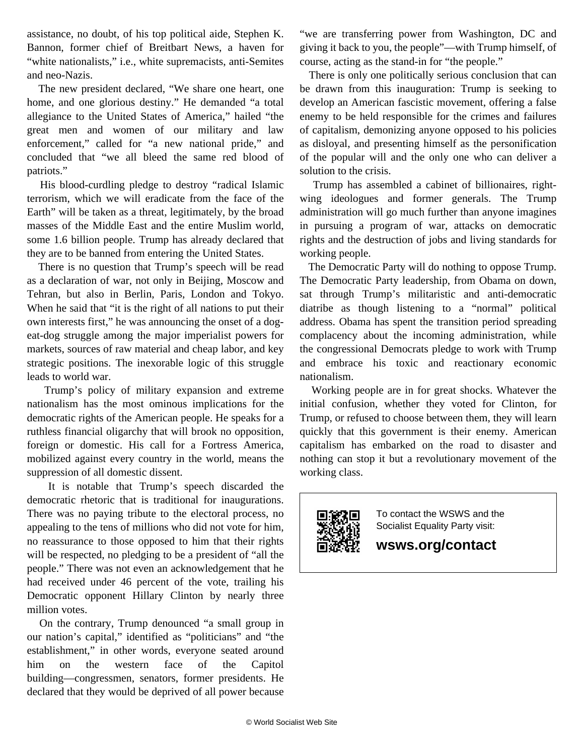assistance, no doubt, of his top political aide, Stephen K. Bannon, former chief of Breitbart News, a haven for "white nationalists," i.e., white supremacists, anti-Semites and neo-Nazis.

The new president declared, "We share one heart, one home, and one glorious destiny." He demanded "a total allegiance to the United States of America," hailed "the great men and women of our military and law enforcement," called for "a new national pride," and concluded that "we all bleed the same red blood of patriots."

His blood-curdling pledge to destroy "radical Islamic terrorism, which we will eradicate from the face of the Earth" will be taken as a threat, legitimately, by the broad masses of the Middle East and the entire Muslim world, some 1.6 billion people. Trump has already declared that they are to be banned from entering the United States.

There is no question that Trump's speech will be read as a declaration of war, not only in Beijing, Moscow and Tehran, but also in Berlin, Paris, London and Tokyo. When he said that "it is the right of all nations to put their own interests first," he was announcing the onset of a dog-eat-dog struggle among the major imperialist powers for markets, sources of raw material and cheap labor, and key strategic positions. The inexorable logic of this struggle leads to world war.

Trump's policy of military expansion and extreme nationalism has the most ominous implications for the democratic rights of the American people. He speaks for a ruthless financial oligarchy that will brook no opposition, foreign or domestic. His call for a Fortress America, mobilized against every country in the world, means the suppression of all domestic dissent.

It is notable that Trump's speech discarded the democratic rhetoric that is traditional for inaugurations. There was no paying tribute to the electoral process, no appealing to the tens of millions who did not vote for him, no reassurance to those opposed to him that their rights will be respected, no pledging to be a president of "all the people." There was not even an acknowledgement that he had received under 46 percent of the vote, trailing his Democratic opponent Hillary Clinton by nearly three million votes.

On the contrary, Trump denounced "a small group in our nation's capital," identified as "politicians" and "the establishment," in other words, everyone seated around him on the western face of the Capitol building—congressmen, senators, former presidents. He declared that they would be deprived of all power because "we are transferring power from Washington, DC and giving it back to you, the people"—with Trump himself, of course, acting as the stand-in for "the people."

There is only one politically serious conclusion that can be drawn from this inauguration: Trump is seeking to develop an American fascistic movement, offering a false enemy to be held responsible for the crimes and failures of capitalism, demonizing anyone opposed to his policies as disloyal, and presenting himself as the personification of the popular will and the only one who can deliver a solution to the crisis.

Trump has assembled a cabinet of billionaires, right-wing ideologues and former generals. The Trump administration will go much further than anyone imagines in pursuing a program of war, attacks on democratic rights and the destruction of jobs and living standards for working people.

The Democratic Party will do nothing to oppose Trump. The Democratic Party leadership, from Obama on down, sat through Trump's militaristic and anti-democratic diatribe as though listening to a "normal" political address. Obama has spent the transition period spreading complacency about the incoming administration, while the congressional Democrats pledge to work with Trump and embrace his toxic and reactionary economic nationalism.

Working people are in for great shocks. Whatever the initial confusion, whether they voted for Clinton, for Trump, or refused to choose between them, they will learn quickly that this government is their enemy. American capitalism has embarked on the road to disaster and nothing can stop it but a revolutionary movement of the working class.

To contact the WSWS and the Socialist Equality Party visit:

**wsws.org/contact**